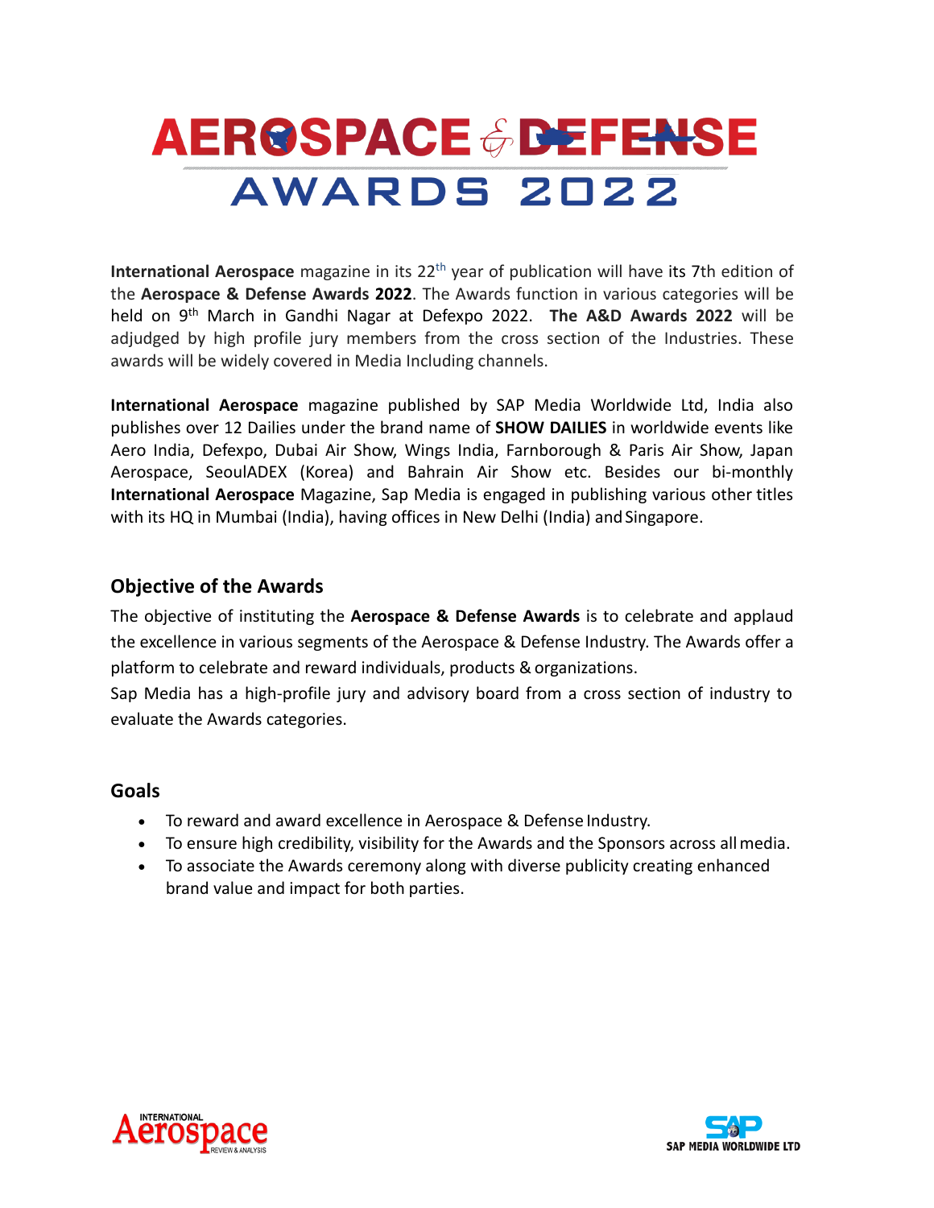# AEROSPACE & DEFENSE AWARDS 2022

**International Aerospace** magazine in its 22[th] year of publication will have its 7th edition of the **Aerospace & Defense Awards 2022**. The Awards function in various categories will be held on 9[th] March in Gandhi Nagar at Defexpo 2022. **The A&D Awards 2022** will be adjudged by high profile jury members from the cross section of the Industries. These awards will be widely covered in Media Including channels.

**International Aerospace** magazine published by SAP Media Worldwide Ltd, India also publishes over 12 Dailies under the brand name of **SHOW DAILIES** in worldwide events like Aero India, Defexpo, Dubai Air Show, Wings India, Farnborough & Paris Air Show, Japan Aerospace, SeoulADEX (Korea) and Bahrain Air Show etc. Besides our bi-monthly **International Aerospace** Magazine, Sap Media is engaged in publishing various other titles with its HQ in Mumbai (India), having offices in New Delhi (India) and Singapore.

## Objective of the Awards

The objective of instituting the **Aerospace & Defense Awards** is to celebrate and applaud the excellence in various segments of the Aerospace & Defense Industry. The Awards offer a platform to celebrate and reward individuals, products & organizations.

Sap Media has a high-profile jury and advisory board from a cross section of industry to evaluate the Awards categories.

## Goals

- To reward and award excellence in Aerospace & Defense Industry.
- To ensure high credibility, visibility for the Awards and the Sponsors across all media.
- To associate the Awards ceremony along with diverse publicity creating enhanced brand value and impact for both parties.

INTERNATIONAL Aerospace REVIEW & ANALYSIS

SAP MEDIA WORLDWIDE LTD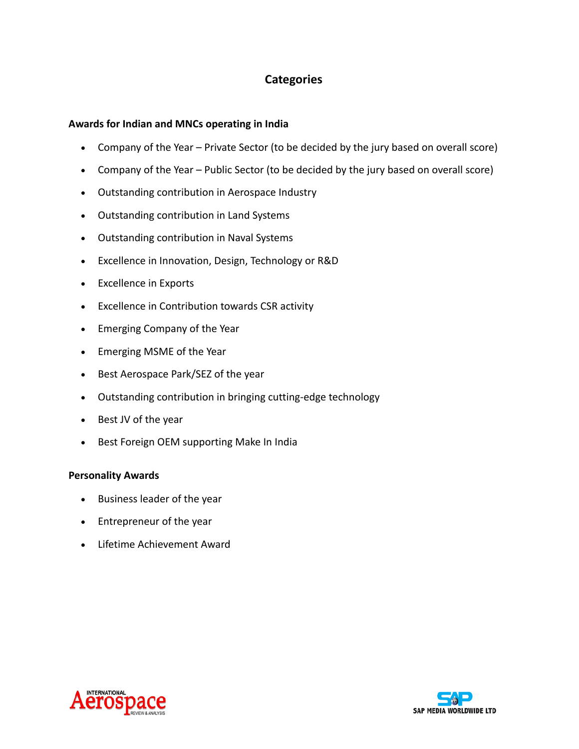# Categories

**Awards for Indian and MNCs operating in India**

- Company of the Year – Private Sector (to be decided by the jury based on overall score)
- Company of the Year – Public Sector (to be decided by the jury based on overall score)
- Outstanding contribution in Aerospace Industry
- Outstanding contribution in Land Systems
- Outstanding contribution in Naval Systems
- Excellence in Innovation, Design, Technology or R&D
- Excellence in Exports
- Excellence in Contribution towards CSR activity
- Emerging Company of the Year
- Emerging MSME of the Year
- Best Aerospace Park/SEZ of the year
- Outstanding contribution in bringing cutting-edge technology
- Best JV of the year
- Best Foreign OEM supporting Make In India

**Personality Awards**

- Business leader of the year
- Entrepreneur of the year
- Lifetime Achievement Award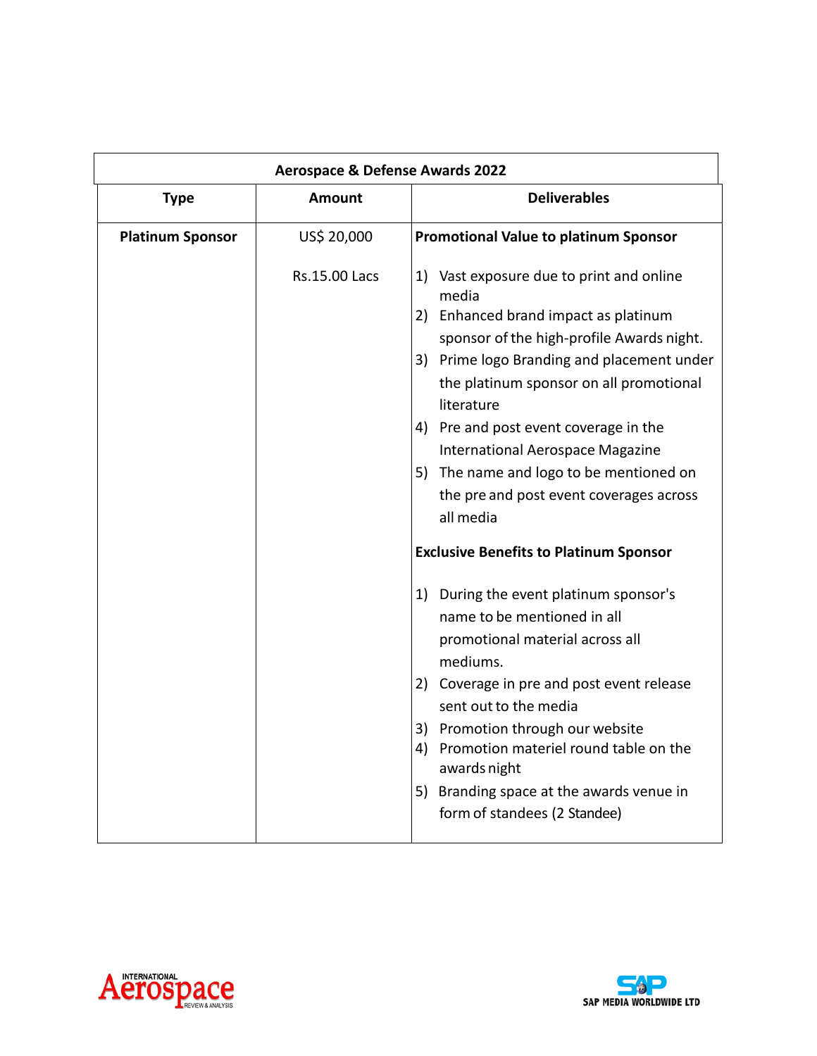| Aerospace & Defense Awards 2022 | | |
|---|---|---|
| **Type** | **Amount** | **Deliverables** |
| **Platinum Sponsor** | US$ 20,000<br><br>Rs.15.00 Lacs | **Promotional Value to platinum Sponsor**<br><br>1) Vast exposure due to print and online media<br>2) Enhanced brand impact as platinum sponsor of the high-profile Awards night.<br>3) Prime logo Branding and placement under the platinum sponsor on all promotional literature<br>4) Pre and post event coverage in the International Aerospace Magazine<br>5) The name and logo to be mentioned on the pre and post event coverages across all media<br><br>**Exclusive Benefits to Platinum Sponsor**<br><br>1) During the event platinum sponsor's name to be mentioned in all promotional material across all mediums.<br>2) Coverage in pre and post event release sent out to the media<br>3) Promotion through our website<br>4) Promotion materiel round table on the awards night<br>5) Branding space at the awards venue in form of standees (2 Standee) |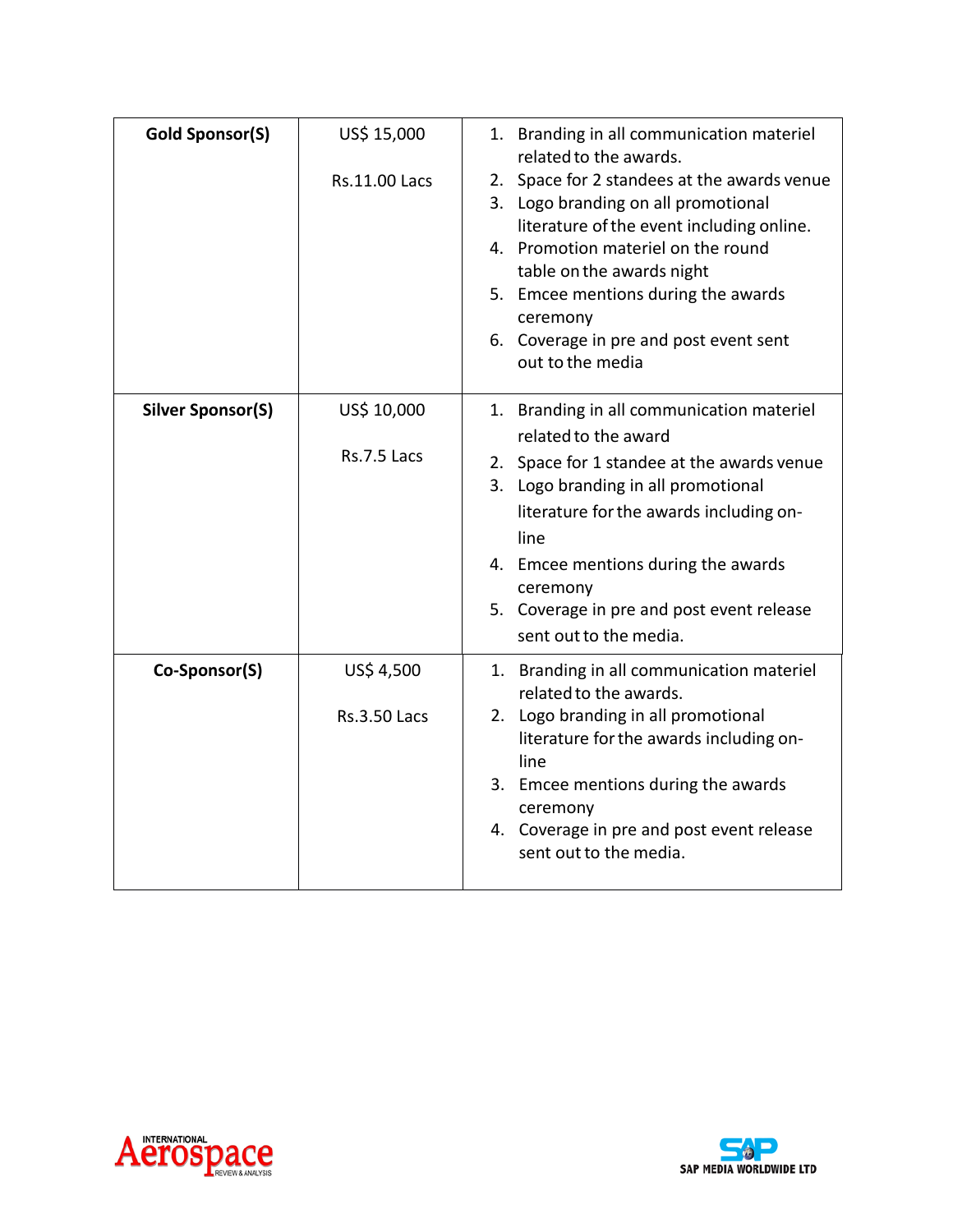| | | |
|---|---|---|
| **Gold Sponsor(S)** | US$ 15,000<br><br>Rs.11.00 Lacs | 1. Branding in all communication materiel related to the awards.<br>2. Space for 2 standees at the awards venue<br>3. Logo branding on all promotional literature of the event including online.<br>4. Promotion materiel on the round table on the awards night<br>5. Emcee mentions during the awards ceremony<br>6. Coverage in pre and post event sent out to the media |
| **Silver Sponsor(S)** | US$ 10,000<br><br>Rs.7.5 Lacs | 1. Branding in all communication materiel related to the award<br>2. Space for 1 standee at the awards venue<br>3. Logo branding in all promotional literature for the awards including on-line<br>4. Emcee mentions during the awards ceremony<br>5. Coverage in pre and post event release sent out to the media. |
| **Co-Sponsor(S)** | US$ 4,500<br><br>Rs.3.50 Lacs | 1. Branding in all communication materiel related to the awards.<br>2. Logo branding in all promotional literature for the awards including on-line<br>3. Emcee mentions during the awards ceremony<br>4. Coverage in pre and post event release sent out to the media. |